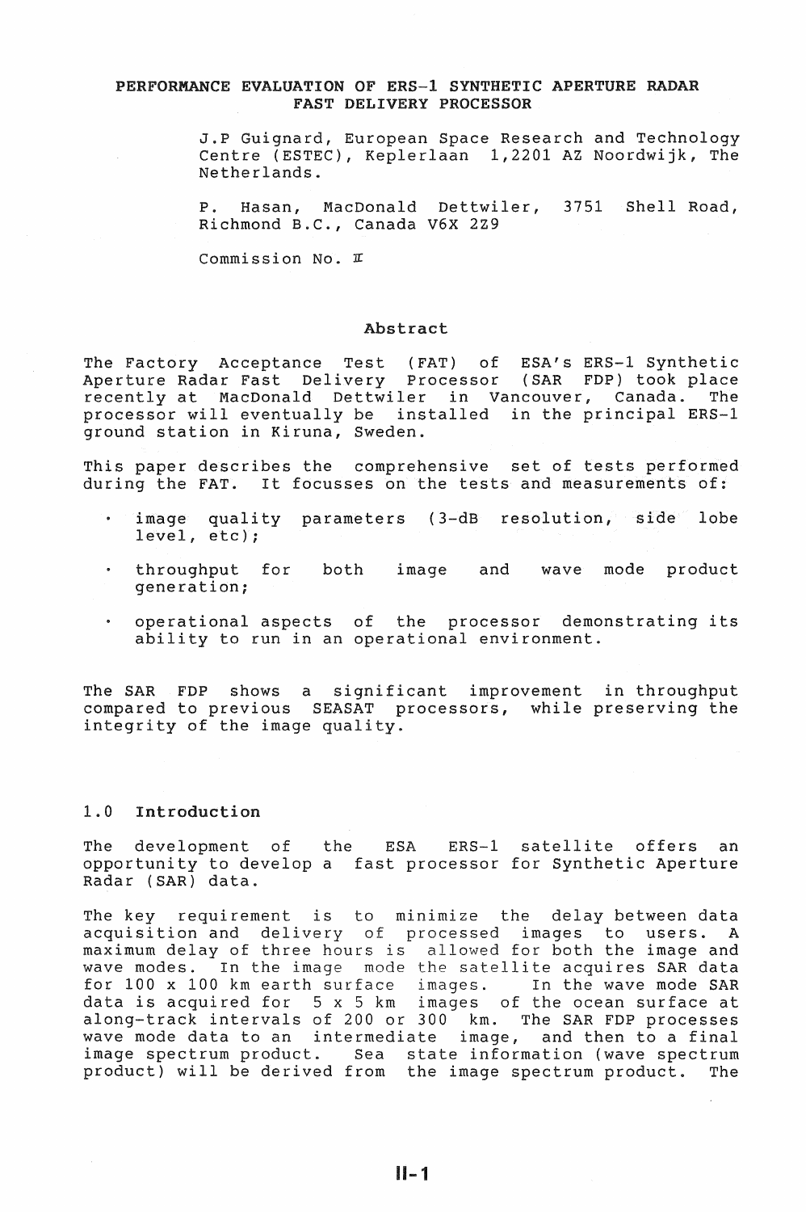# PERFORMANCE EVALUATION OF ERS-1 SYNTHETIC APERTURE RADAR FAST DELIVERY PROCESSOR

J.P Guignard, European Space Research and Technology Centre (ESTEC), Keplerlaan 1,2201 AZ Noordwijk, The Netherlands.

P. Hasan, MacDonald Dettwiler, 3751 Shell Road, Richmond B.C., Canada V6X 2Z9

Commission No. II

## Abstract

The Factory Acceptance Test (FAT) of ESA's ERS-1 Synthetic Aperture Radar Fast Delivery Processor (SAR FDP) took place recently at MacDonald Dettwiler in Vancouver, Canada. The processor will eventually be installed in the principal ERS-1 ground station in Kiruna, Sweden.

This paper describes the comprehensive set of tests performed during the FAT. It focusses on the tests and measurements of:

- image quality parameters (3-dB resolution, side lobe level, etc);
- throughput for both image and wave mode product generation;
- operational aspects of the processor demonstrating its ability to run in an operational environment.

The SAR FDP shows a significant improvement in throughput compared to previous SEASAT processors, while preserving the integrity of the image quality.

## 1.0 Introduction

The development of the ESA ERS-1 satellite offers an opportunity to develop a fast processor for Synthetic Aperture Radar (SAR) data.

The key requirement is to minimize the delay between data acquisition and delivery of processed images to users. A maximum delay of three hours is allowed for both the image and wave modes. In the image mode the satellite acquires SAR data for 100 x 100 km earth surface images. In the wave mode SAR data is acquired for 5 x 5 km images of the ocean surface at along-track intervals of 200 or 300 km. The SAR FDP processes wave mode data to an intermediate image, and then to a final image spectrum product. Sea state information (wave spectrum product) will be derived from the image spectrum product. The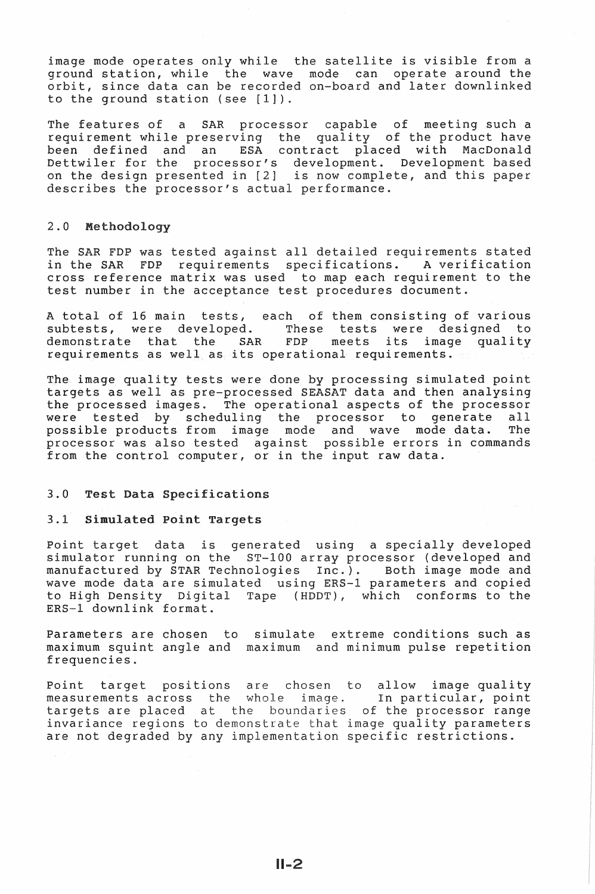image mode operates only while the satellite is visible from a ground station, while the wave mode can operate around the orbit, since data can be recorded on-board and later downlinked to the ground station (see [1]).

The features of a SAR processor capable of meeting such a requirement while preserving the quality of the product have been defined and an ESA contract placed with MacDonald Dettwiler for the processor's development. Development based on the design presented in [2] is now complete, and this paper describes the processor's actual performance.

## 2.0 Methodology

The SAR FDP was tested against all detailed requirements stated in the SAR FDP requirements specifications. A verification cross reference matrix was used to map each requirement to the test number in the acceptance test procedures document.

A total of 16 main tests, each of them consisting of various subtests, were developed. These tests were designed to demonstrate that the SAR FDP meets its image quality requirements as well as its operational requirements.

The image quality tests were done by processing simulated point targets as well as pre-processed SEASAT data and then analysing the processed images. The operational aspects of the processor were tested by scheduling the processor to generate all possible products from image mode and wave mode data. The processor was also tested against possible errors in commands from the control computer, or in the input raw data.

## 3.0 Test Data Specifications

### 3.1 Simulated Point Targets

Point target data is generated using a specially developed simulator running on the ST-100 array processor (developed and manufactured by STAR Technologies Inc.). Both image mode and wave mode data are simulated using ERS-1 parameters and copied to High Density Digital Tape (HDDT), which conforms to the ERS-1 downlink format.

Parameters are chosen to simulate extreme conditions such as maximum squint angle and maximum and minimum pulse repetition frequencies.

Point target positions are chosen to allow image quality measurements across the whole image. In particular, point targets are placed at the boundaries of the processor range invariance regions to demonstrate that image quality parameters are not degraded by any implementation specific restrictions.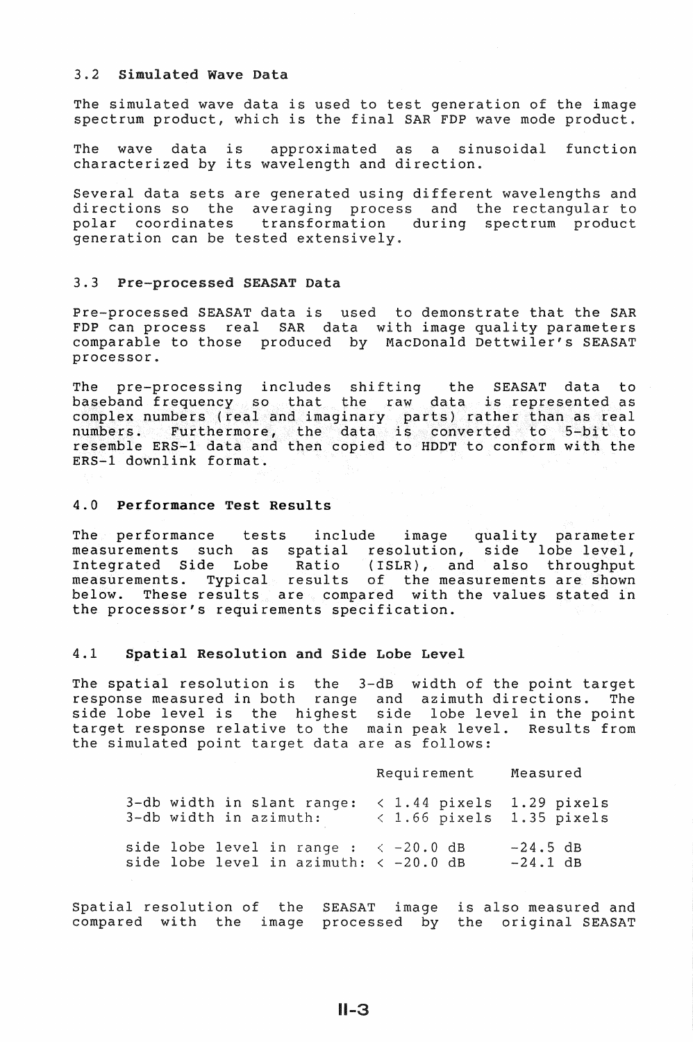### 3.2 Simulated Wave Data

The simulated wave data is used to test generation of the image spectrum product, which is the final SAR FDP wave mode product.

The wave data is approximated as a sinusoidal function characterized by its wavelength and direction.

Several data sets are generated using different wavelengths and directions so the averaging process and the rectangular to polar coordinates transformation during spectrum product generation can be tested extensively.

### 3.3 Pre-processed SEASAT Data

Pre-processed SEASAT data is used to demonstrate that the SAR FDP can process real SAR data with image quality parameters comparable to those produced by MacDonald Dettwiler's SEASAT processor.

The pre-processing includes shifting the SEASAT data to baseband frequency so that the raw data is represented as complex numbers (real and imaginary parts) rather than as real numbers. Furthermore, the data is converted to 5-bit to resemble ERS-1 data and then copied to HDDT to conform with the ERS-1 downlink format.

## 4.0 Performance Test Results

The performance tests include image quality parameter measurements such as spatial resolution, side lobe level, Integrated Side Lobe Ratio (ISLR), and also throughput measurements. Typical results of the measurements are shown below. These results are compared with the values stated in the processor's requirements specification.

### 4.1 Spatial Resolution and Side Lobe Level

The spatial resolution is the 3-dB width of the point target response measured in both range and azimuth directions. The side lobe level is the highest side lobe level in the point target response relative to the main peak level. Results from the simulated point target data are as follows:

| | Requirement | Measured |
|---|---|---|
| 3-db width in slant range: | < 1.44 pixels | 1.29 pixels |
| 3-db width in azimuth: | < 1.66 pixels | 1.35 pixels |
| side lobe level in range : | < -20.0 dB | -24.5 dB |
| side lobe level in azimuth: | < -20.0 dB | -24.1 dB |

Spatial resolution of the SEASAT image is also measured and compared with the image processed by the original SEASAT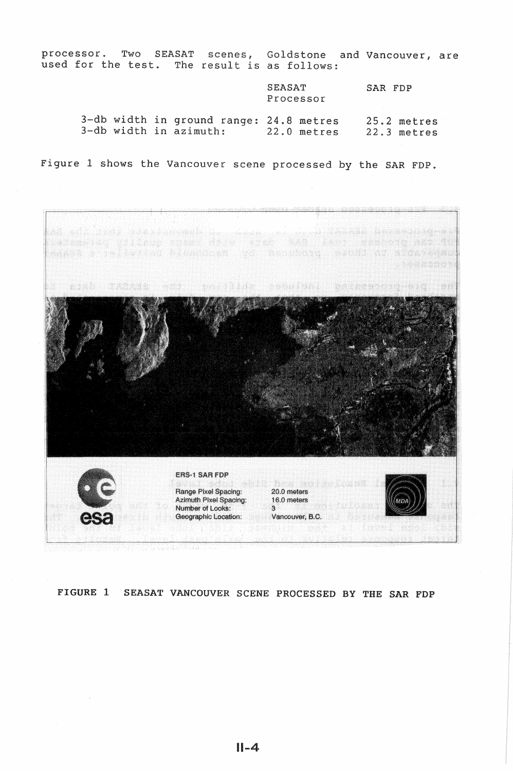processor. Two SEASAT scenes, Goldstone and Vancouver, are used for the test. The result is as follows:

| | SEASAT Processor | SAR FDP |
|---|---|---|
| 3-db width in ground range: | 24.8 metres | 25.2 metres |
| 3-db width in azimuth: | 22.0 metres | 22.3 metres |

Figure 1 shows the Vancouver scene processed by the SAR FDP.

FIGURE 1 SEASAT VANCOUVER SCENE PROCESSED BY THE SAR FDP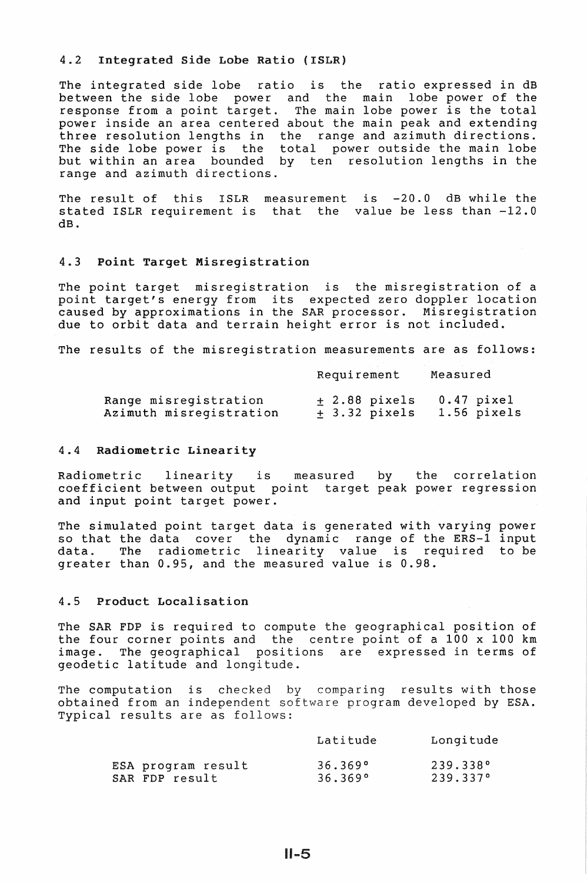### 4.2 Integrated Side Lobe Ratio (ISLR)

The integrated side lobe ratio is the ratio expressed in dB between the side lobe power and the main lobe power of the response from a point target. The main lobe power is the total power inside an area centered about the main peak and extending three resolution lengths in the range and azimuth directions. The side lobe power is the total power outside the main lobe but within an area bounded by ten resolution lengths in the range and azimuth directions.

The result of this ISLR measurement is -20.0 dB while the stated ISLR requirement is that the value be less than -12.0 dB.

### 4.3 Point Target Misregistration

The point target misregistration is the misregistration of a point target's energy from its expected zero doppler location caused by approximations in the SAR processor. Misregistration due to orbit data and terrain height error is not included.

The results of the misregistration measurements are as follows:

| | Requirement | Measured |
|---|---|---|
| Range misregistration | ± 2.88 pixels | 0.47 pixel |
| Azimuth misregistration | ± 3.32 pixels | 1.56 pixels |

### 4.4 Radiometric Linearity

Radiometric linearity is measured by the correlation coefficient between output point target peak power regression and input point target power.

The simulated point target data is generated with varying power so that the data cover the dynamic range of the ERS-1 input data. The radiometric linearity value is required to be greater than 0.95, and the measured value is 0.98.

### 4.5 Product Localisation

The SAR FDP is required to compute the geographical position of the four corner points and the centre point of a 100 x 100 km image. The geographical positions are expressed in terms of geodetic latitude and longitude.

The computation is checked by comparing results with those obtained from an independent software program developed by ESA. Typical results are as follows:

| | Latitude | Longitude |
|---|---|---|
| ESA program result | 36.369° | 239.338° |
| SAR FDP result | 36.369° | 239.337° |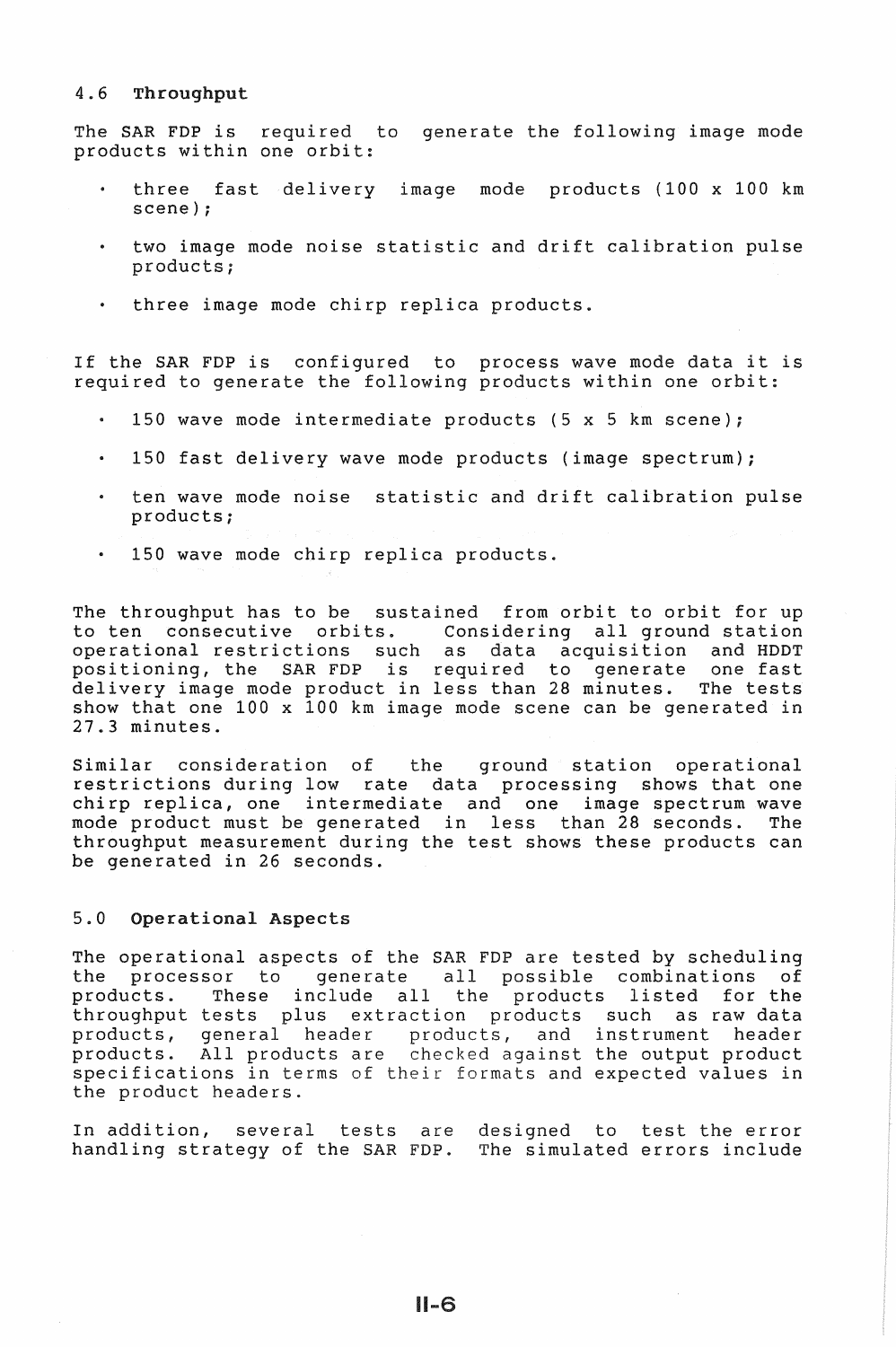### 4.6 Throughput

The SAR FDP is required to generate the following image mode products within one orbit:

- three fast delivery image mode products (100 x 100 km scene);
- two image mode noise statistic and drift calibration pulse products;
- three image mode chirp replica products.

If the SAR FDP is configured to process wave mode data it is required to generate the following products within one orbit:

- 150 wave mode intermediate products (5 x 5 km scene);
- 150 fast delivery wave mode products (image spectrum);
- ten wave mode noise statistic and drift calibration pulse products;
- 150 wave mode chirp replica products.

The throughput has to be sustained from orbit to orbit for up to ten consecutive orbits. Considering all ground station operational restrictions such as data acquisition and HDDT positioning, the SAR FDP is required to generate one fast delivery image mode product in less than 28 minutes. The tests show that one 100 x 100 km image mode scene can be generated in 27.3 minutes.

Similar consideration of the ground station operational restrictions during low rate data processing shows that one chirp replica, one intermediate and one image spectrum wave mode product must be generated in less than 28 seconds. The throughput measurement during the test shows these products can be generated in 26 seconds.

## 5.0 Operational Aspects

The operational aspects of the SAR FDP are tested by scheduling the processor to generate all possible combinations of products. These include all the products listed for the throughput tests plus extraction products such as raw data products, general header products, and instrument header products. All products are checked against the output product specifications in terms of their formats and expected values in the product headers.

In addition, several tests are designed to test the error handling strategy of the SAR FDP. The simulated errors include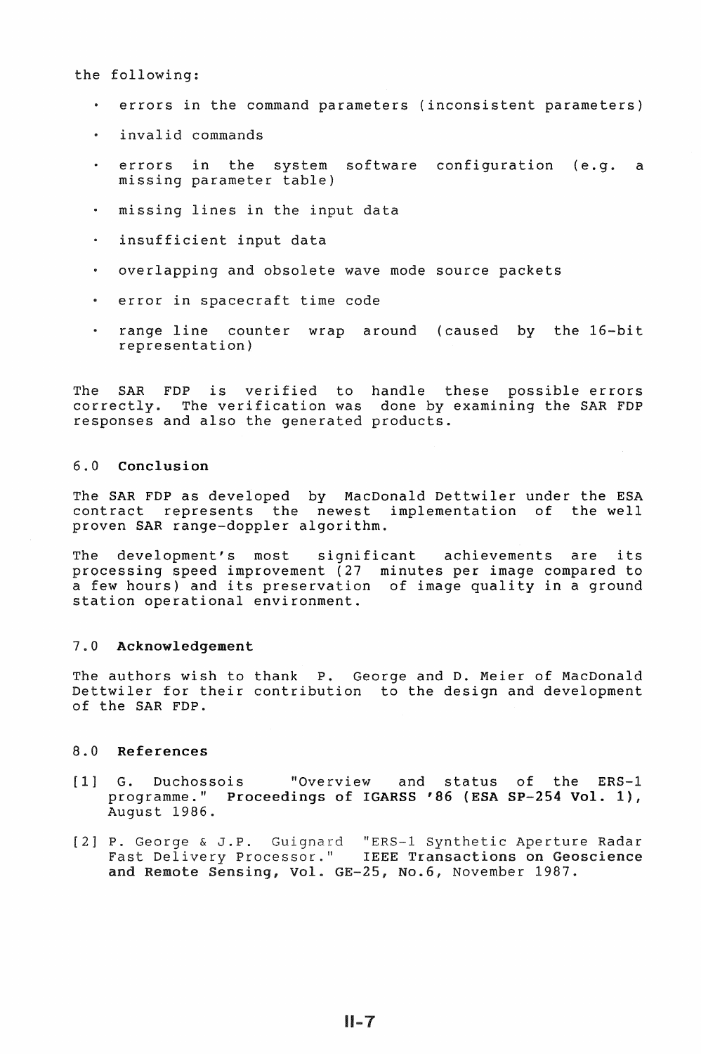the following:

- errors in the command parameters (inconsistent parameters)
- invalid commands
- errors in the system software configuration (e.g. a missing parameter table)
- missing lines in the input data
- insufficient input data
- overlapping and obsolete wave mode source packets
- error in spacecraft time code
- range line counter wrap around (caused by the 16-bit representation)

The SAR FDP is verified to handle these possible errors correctly. The verification was done by examining the SAR FDP responses and also the generated products.

## 6.0 Conclusion

The SAR FDP as developed by MacDonald Dettwiler under the ESA contract represents the newest implementation of the well proven SAR range-doppler algorithm.

The development's most significant achievements are its processing speed improvement (27 minutes per image compared to a few hours) and its preservation of image quality in a ground station operational environment.

## 7.0 Acknowledgement

The authors wish to thank P. George and D. Meier of MacDonald Dettwiler for their contribution to the design and development of the SAR FDP.

## 8.0 References

[1] G. Duchossois "Overview and status of the ERS-1 programme." **Proceedings of IGARSS '86 (ESA SP-254 Vol. 1)**, August 1986.

[2] P. George & J.P. Guignard "ERS-1 Synthetic Aperture Radar Fast Delivery Processor." **IEEE Transactions on Geoscience and Remote Sensing, Vol. GE-25, No.6**, November 1987.